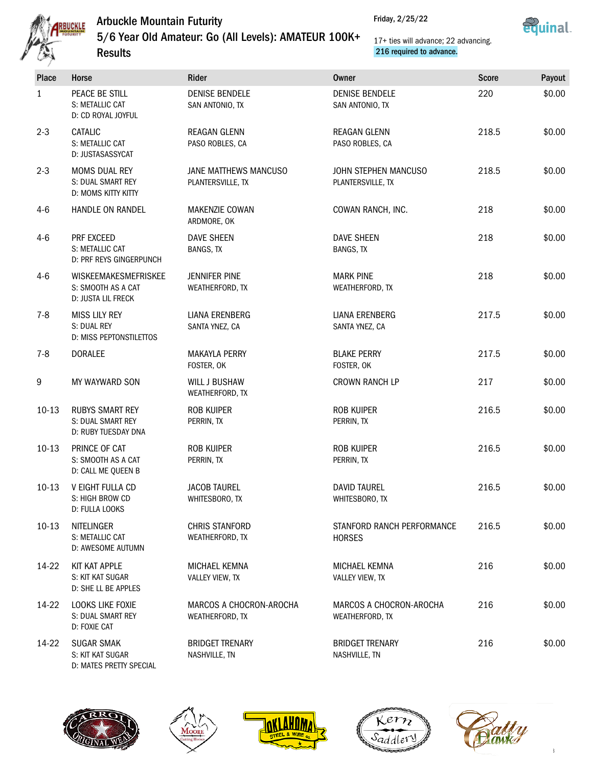# Arbuckle Mountain Futurity

## 5/6 Year Old Amateur: Go (All Levels): AMATEUR 100K+

## Results

Friday, 2/25/22

17+ ties will advance; 22 advancing.
216 required to advance.

| Place | Horse | Rider | Owner | Score | Payout |
|---|---|---|---|---|---|
| 1 | PEACE BE STILL<br>S: METALLIC CAT<br>D: CD ROYAL JOYFUL | DENISE BENDELE<br>SAN ANTONIO, TX | DENISE BENDELE<br>SAN ANTONIO, TX | 220 | $0.00 |
| 2-3 | CATALIC<br>S: METALLIC CAT<br>D: JUSTASASSYCAT | REAGAN GLENN<br>PASO ROBLES, CA | REAGAN GLENN<br>PASO ROBLES, CA | 218.5 | $0.00 |
| 2-3 | MOMS DUAL REY<br>S: DUAL SMART REY<br>D: MOMS KITTY KITTY | JANE MATTHEWS MANCUSO<br>PLANTERSVILLE, TX | JOHN STEPHEN MANCUSO<br>PLANTERSVILLE, TX | 218.5 | $0.00 |
| 4-6 | HANDLE ON RANDEL | MAKENZIE COWAN<br>ARDMORE, OK | COWAN RANCH, INC. | 218 | $0.00 |
| 4-6 | PRF EXCEED<br>S: METALLIC CAT<br>D: PRF REYS GINGERPUNCH | DAVE SHEEN<br>BANGS, TX | DAVE SHEEN<br>BANGS, TX | 218 | $0.00 |
| 4-6 | WISKEEMAKESMEFRISKEE<br>S: SMOOTH AS A CAT<br>D: JUSTA LIL FRECK | JENNIFER PINE<br>WEATHERFORD, TX | MARK PINE<br>WEATHERFORD, TX | 218 | $0.00 |
| 7-8 | MISS LILY REY<br>S: DUAL REY<br>D: MISS PEPTONSTILETTOS | LIANA ERENBERG<br>SANTA YNEZ, CA | LIANA ERENBERG<br>SANTA YNEZ, CA | 217.5 | $0.00 |
| 7-8 | DORALEE | MAKAYLA PERRY<br>FOSTER, OK | BLAKE PERRY<br>FOSTER, OK | 217.5 | $0.00 |
| 9 | MY WAYWARD SON | WILL J BUSHAW<br>WEATHERFORD, TX | CROWN RANCH LP | 217 | $0.00 |
| 10-13 | RUBYS SMART REY<br>S: DUAL SMART REY<br>D: RUBY TUESDAY DNA | ROB KUIPER<br>PERRIN, TX | ROB KUIPER<br>PERRIN, TX | 216.5 | $0.00 |
| 10-13 | PRINCE OF CAT<br>S: SMOOTH AS A CAT<br>D: CALL ME QUEEN B | ROB KUIPER<br>PERRIN, TX | ROB KUIPER<br>PERRIN, TX | 216.5 | $0.00 |
| 10-13 | V EIGHT FULLA CD<br>S: HIGH BROW CD<br>D: FULLA LOOKS | JACOB TAUREL<br>WHITESBORO, TX | DAVID TAUREL<br>WHITESBORO, TX | 216.5 | $0.00 |
| 10-13 | NITELINGER<br>S: METALLIC CAT<br>D: AWESOME AUTUMN | CHRIS STANFORD<br>WEATHERFORD, TX | STANFORD RANCH PERFORMANCE HORSES | 216.5 | $0.00 |
| 14-22 | KIT KAT APPLE<br>S: KIT KAT SUGAR<br>D: SHE LL BE APPLES | MICHAEL KEMNA<br>VALLEY VIEW, TX | MICHAEL KEMNA<br>VALLEY VIEW, TX | 216 | $0.00 |
| 14-22 | LOOKS LIKE FOXIE<br>S: DUAL SMART REY<br>D: FOXIE CAT | MARCOS A CHOCRON-AROCHA<br>WEATHERFORD, TX | MARCOS A CHOCRON-AROCHA<br>WEATHERFORD, TX | 216 | $0.00 |
| 14-22 | SUGAR SMAK<br>S: KIT KAT SUGAR<br>D: MATES PRETTY SPECIAL | BRIDGET TRENARY<br>NASHVILLE, TN | BRIDGET TRENARY<br>NASHVILLE, TN | 216 | $0.00 |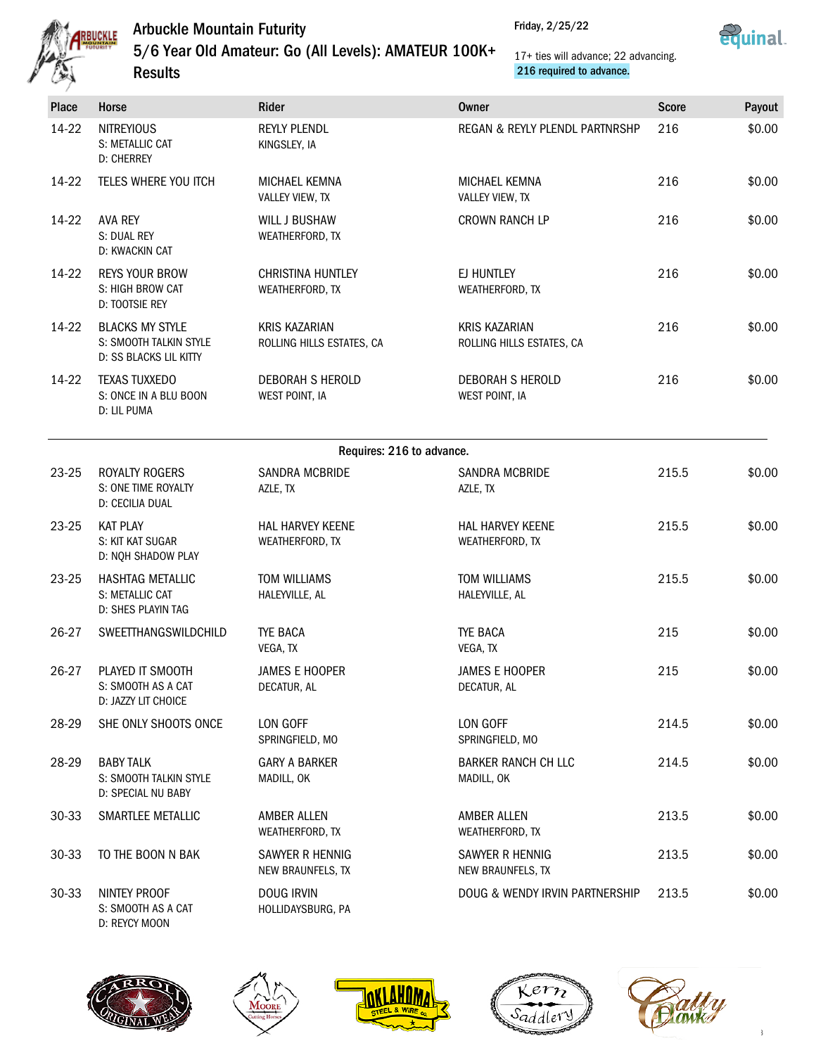# Arbuckle Mountain Futurity

## 5/6 Year Old Amateur: Go (All Levels): AMATEUR 100K+

## Results

Friday, 2/25/22

17+ ties will advance; 22 advancing.
**216 required to advance.**

| Place | Horse | Rider | Owner | Score | Payout |
|---|---|---|---|---|---|
| 14-22 | NITREYIOUS<br>S: METALLIC CAT<br>D: CHERREY | REYLY PLENDL<br>KINGSLEY, IA | REGAN & REYLY PLENDL PARTNRSHP | 216 | $0.00 |
| 14-22 | TELES WHERE YOU ITCH | MICHAEL KEMNA<br>VALLEY VIEW, TX | MICHAEL KEMNA<br>VALLEY VIEW, TX | 216 | $0.00 |
| 14-22 | AVA REY<br>S: DUAL REY<br>D: KWACKIN CAT | WILL J BUSHAW<br>WEATHERFORD, TX | CROWN RANCH LP | 216 | $0.00 |
| 14-22 | REYS YOUR BROW<br>S: HIGH BROW CAT<br>D: TOOTSIE REY | CHRISTINA HUNTLEY<br>WEATHERFORD, TX | EJ HUNTLEY<br>WEATHERFORD, TX | 216 | $0.00 |
| 14-22 | BLACKS MY STYLE<br>S: SMOOTH TALKIN STYLE<br>D: SS BLACKS LIL KITTY | KRIS KAZARIAN<br>ROLLING HILLS ESTATES, CA | KRIS KAZARIAN<br>ROLLING HILLS ESTATES, CA | 216 | $0.00 |
| 14-22 | TEXAS TUXXEDO<br>S: ONCE IN A BLU BOON<br>D: LIL PUMA | DEBORAH S HEROLD<br>WEST POINT, IA | DEBORAH S HEROLD<br>WEST POINT, IA | 216 | $0.00 |
| | | **Requires: 216 to advance.** | | | |
| 23-25 | ROYALTY ROGERS<br>S: ONE TIME ROYALTY<br>D: CECILIA DUAL | SANDRA MCBRIDE<br>AZLE, TX | SANDRA MCBRIDE<br>AZLE, TX | 215.5 | $0.00 |
| 23-25 | KAT PLAY<br>S: KIT KAT SUGAR<br>D: NQH SHADOW PLAY | HAL HARVEY KEENE<br>WEATHERFORD, TX | HAL HARVEY KEENE<br>WEATHERFORD, TX | 215.5 | $0.00 |
| 23-25 | HASHTAG METALLIC<br>S: METALLIC CAT<br>D: SHES PLAYIN TAG | TOM WILLIAMS<br>HALEYVILLE, AL | TOM WILLIAMS<br>HALEYVILLE, AL | 215.5 | $0.00 |
| 26-27 | SWEETTHANGSWILDCHILD | TYE BACA<br>VEGA, TX | TYE BACA<br>VEGA, TX | 215 | $0.00 |
| 26-27 | PLAYED IT SMOOTH<br>S: SMOOTH AS A CAT<br>D: JAZZY LIT CHOICE | JAMES E HOOPER<br>DECATUR, AL | JAMES E HOOPER<br>DECATUR, AL | 215 | $0.00 |
| 28-29 | SHE ONLY SHOOTS ONCE | LON GOFF<br>SPRINGFIELD, MO | LON GOFF<br>SPRINGFIELD, MO | 214.5 | $0.00 |
| 28-29 | BABY TALK<br>S: SMOOTH TALKIN STYLE<br>D: SPECIAL NU BABY | GARY A BARKER<br>MADILL, OK | BARKER RANCH CH LLC<br>MADILL, OK | 214.5 | $0.00 |
| 30-33 | SMARTLEE METALLIC | AMBER ALLEN<br>WEATHERFORD, TX | AMBER ALLEN<br>WEATHERFORD, TX | 213.5 | $0.00 |
| 30-33 | TO THE BOON N BAK | SAWYER R HENNIG<br>NEW BRAUNFELS, TX | SAWYER R HENNIG<br>NEW BRAUNFELS, TX | 213.5 | $0.00 |
| 30-33 | NINTEY PROOF<br>S: SMOOTH AS A CAT<br>D: REYCY MOON | DOUG IRVIN<br>HOLLIDAYSBURG, PA | DOUG & WENDY IRVIN PARTNERSHIP | 213.5 | $0.00 |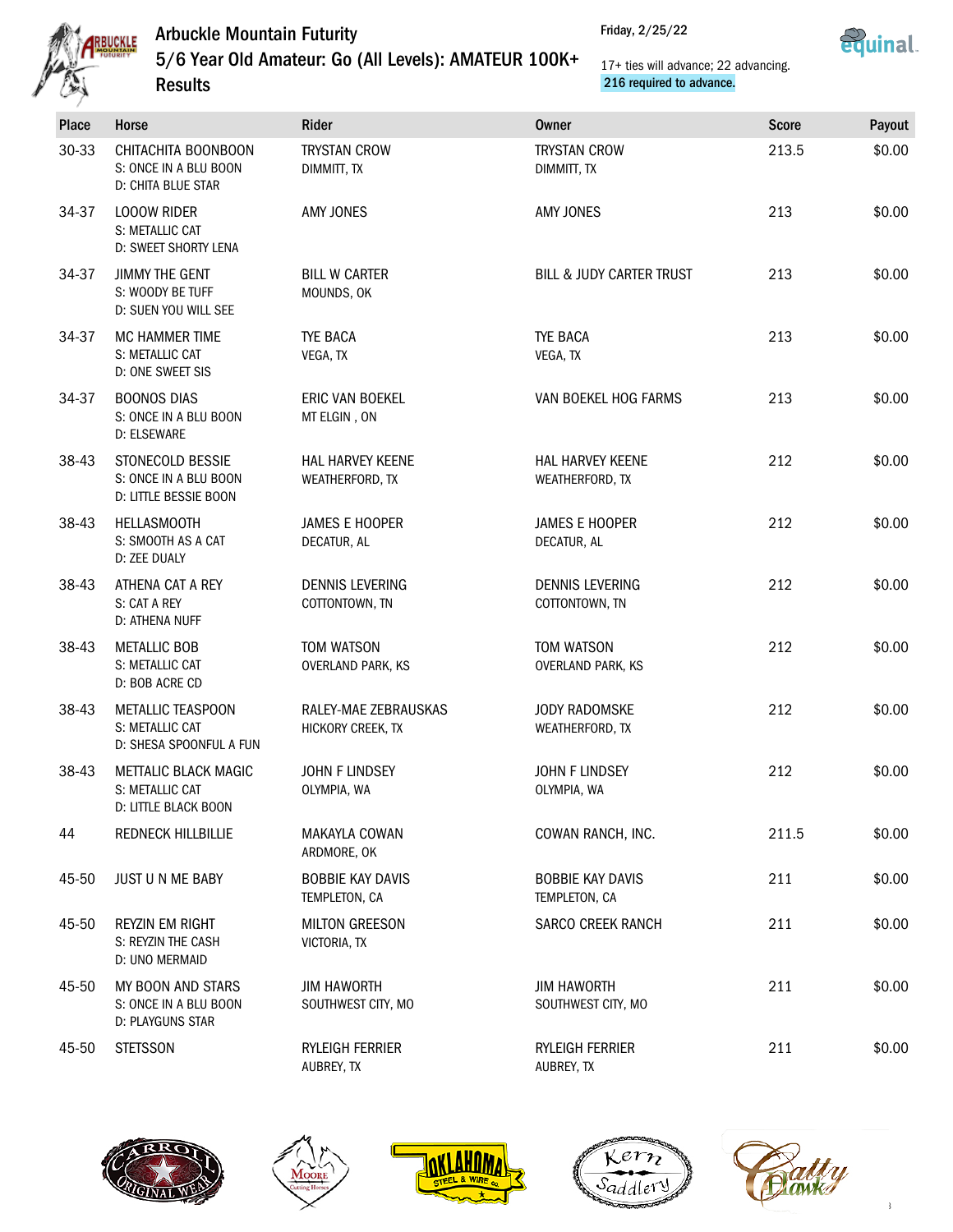# Arbuckle Mountain Futurity

## 5/6 Year Old Amateur: Go (All Levels): AMATEUR 100K+

## Results

Friday, 2/25/22

17+ ties will advance; 22 advancing.
**216 required to advance.**

| Place | Horse | Rider | Owner | Score | Payout |
|---|---|---|---|---|---|
| 30-33 | CHITACHITA BOONBOON<br>S: ONCE IN A BLU BOON<br>D: CHITA BLUE STAR | TRYSTAN CROW<br>DIMMITT, TX | TRYSTAN CROW<br>DIMMITT, TX | 213.5 | $0.00 |
| 34-37 | LOOOW RIDER<br>S: METALLIC CAT<br>D: SWEET SHORTY LENA | AMY JONES | AMY JONES | 213 | $0.00 |
| 34-37 | JIMMY THE GENT<br>S: WOODY BE TUFF<br>D: SUEN YOU WILL SEE | BILL W CARTER<br>MOUNDS, OK | BILL & JUDY CARTER TRUST | 213 | $0.00 |
| 34-37 | MC HAMMER TIME<br>S: METALLIC CAT<br>D: ONE SWEET SIS | TYE BACA<br>VEGA, TX | TYE BACA<br>VEGA, TX | 213 | $0.00 |
| 34-37 | BOONOS DIAS<br>S: ONCE IN A BLU BOON<br>D: ELSEWARE | ERIC VAN BOEKEL<br>MT ELGIN , ON | VAN BOEKEL HOG FARMS | 213 | $0.00 |
| 38-43 | STONECOLD BESSIE<br>S: ONCE IN A BLU BOON<br>D: LITTLE BESSIE BOON | HAL HARVEY KEENE<br>WEATHERFORD, TX | HAL HARVEY KEENE<br>WEATHERFORD, TX | 212 | $0.00 |
| 38-43 | HELLASMOOTH<br>S: SMOOTH AS A CAT<br>D: ZEE DUALY | JAMES E HOOPER<br>DECATUR, AL | JAMES E HOOPER<br>DECATUR, AL | 212 | $0.00 |
| 38-43 | ATHENA CAT A REY<br>S: CAT A REY<br>D: ATHENA NUFF | DENNIS LEVERING<br>COTTONTOWN, TN | DENNIS LEVERING<br>COTTONTOWN, TN | 212 | $0.00 |
| 38-43 | METALLIC BOB<br>S: METALLIC CAT<br>D: BOB ACRE CD | TOM WATSON<br>OVERLAND PARK, KS | TOM WATSON<br>OVERLAND PARK, KS | 212 | $0.00 |
| 38-43 | METALLIC TEASPOON<br>S: METALLIC CAT<br>D: SHESA SPOONFUL A FUN | RALEY-MAE ZEBRAUSKAS<br>HICKORY CREEK, TX | JODY RADOMSKE<br>WEATHERFORD, TX | 212 | $0.00 |
| 38-43 | METTALIC BLACK MAGIC<br>S: METALLIC CAT<br>D: LITTLE BLACK BOON | JOHN F LINDSEY<br>OLYMPIA, WA | JOHN F LINDSEY<br>OLYMPIA, WA | 212 | $0.00 |
| 44 | REDNECK HILLBILLIE | MAKAYLA COWAN<br>ARDMORE, OK | COWAN RANCH, INC. | 211.5 | $0.00 |
| 45-50 | JUST U N ME BABY | BOBBIE KAY DAVIS<br>TEMPLETON, CA | BOBBIE KAY DAVIS<br>TEMPLETON, CA | 211 | $0.00 |
| 45-50 | REYZIN EM RIGHT<br>S: REYZIN THE CASH<br>D: UNO MERMAID | MILTON GREESON<br>VICTORIA, TX | SARCO CREEK RANCH | 211 | $0.00 |
| 45-50 | MY BOON AND STARS<br>S: ONCE IN A BLU BOON<br>D: PLAYGUNS STAR | JIM HAWORTH<br>SOUTHWEST CITY, MO | JIM HAWORTH<br>SOUTHWEST CITY, MO | 211 | $0.00 |
| 45-50 | STETSSON | RYLEIGH FERRIER<br>AUBREY, TX | RYLEIGH FERRIER<br>AUBREY, TX | 211 | $0.00 |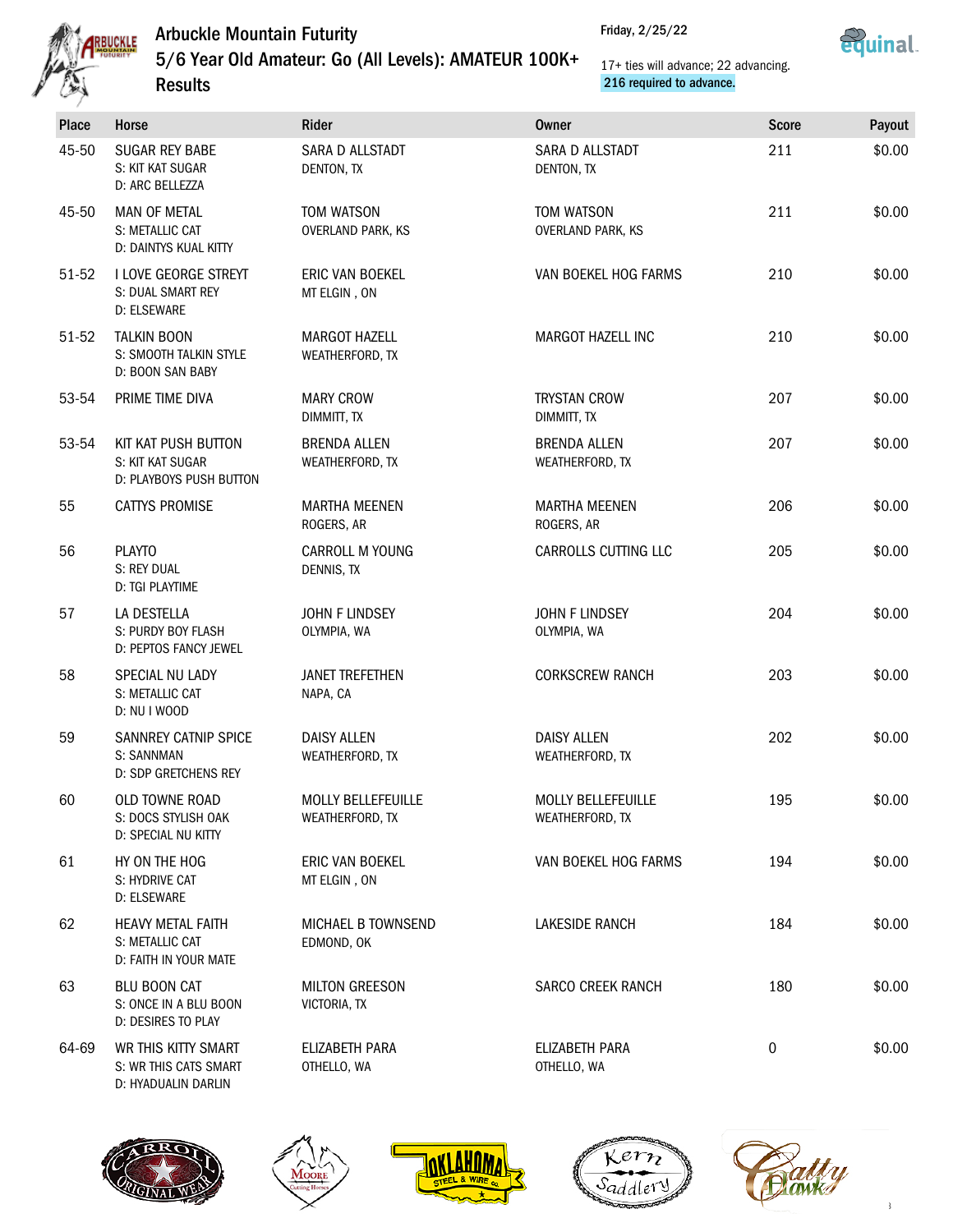# Arbuckle Mountain Futurity

## 5/6 Year Old Amateur: Go (All Levels): AMATEUR 100K+

## Results

Friday, 2/25/22

17+ ties will advance; 22 advancing.
216 required to advance.

| Place | Horse | Rider | Owner | Score | Payout |
|---|---|---|---|---|---|
| 45-50 | SUGAR REY BABE<br>S: KIT KAT SUGAR<br>D: ARC BELLEZZA | SARA D ALLSTADT<br>DENTON, TX | SARA D ALLSTADT<br>DENTON, TX | 211 | $0.00 |
| 45-50 | MAN OF METAL<br>S: METALLIC CAT<br>D: DAINTYS KUAL KITTY | TOM WATSON<br>OVERLAND PARK, KS | TOM WATSON<br>OVERLAND PARK, KS | 211 | $0.00 |
| 51-52 | I LOVE GEORGE STREYT<br>S: DUAL SMART REY<br>D: ELSEWARE | ERIC VAN BOEKEL<br>MT ELGIN , ON | VAN BOEKEL HOG FARMS | 210 | $0.00 |
| 51-52 | TALKIN BOON<br>S: SMOOTH TALKIN STYLE<br>D: BOON SAN BABY | MARGOT HAZELL<br>WEATHERFORD, TX | MARGOT HAZELL INC | 210 | $0.00 |
| 53-54 | PRIME TIME DIVA | MARY CROW<br>DIMMITT, TX | TRYSTAN CROW<br>DIMMITT, TX | 207 | $0.00 |
| 53-54 | KIT KAT PUSH BUTTON<br>S: KIT KAT SUGAR<br>D: PLAYBOYS PUSH BUTTON | BRENDA ALLEN<br>WEATHERFORD, TX | BRENDA ALLEN<br>WEATHERFORD, TX | 207 | $0.00 |
| 55 | CATTYS PROMISE | MARTHA MEENEN<br>ROGERS, AR | MARTHA MEENEN<br>ROGERS, AR | 206 | $0.00 |
| 56 | PLAYTO<br>S: REY DUAL<br>D: TGI PLAYTIME | CARROLL M YOUNG<br>DENNIS, TX | CARROLLS CUTTING LLC | 205 | $0.00 |
| 57 | LA DESTELLA<br>S: PURDY BOY FLASH<br>D: PEPTOS FANCY JEWEL | JOHN F LINDSEY<br>OLYMPIA, WA | JOHN F LINDSEY<br>OLYMPIA, WA | 204 | $0.00 |
| 58 | SPECIAL NU LADY<br>S: METALLIC CAT<br>D: NU I WOOD | JANET TREFETHEN<br>NAPA, CA | CORKSCREW RANCH | 203 | $0.00 |
| 59 | SANNREY CATNIP SPICE<br>S: SANNMAN<br>D: SDP GRETCHENS REY | DAISY ALLEN<br>WEATHERFORD, TX | DAISY ALLEN<br>WEATHERFORD, TX | 202 | $0.00 |
| 60 | OLD TOWNE ROAD<br>S: DOCS STYLISH OAK<br>D: SPECIAL NU KITTY | MOLLY BELLEFEUILLE<br>WEATHERFORD, TX | MOLLY BELLEFEUILLE<br>WEATHERFORD, TX | 195 | $0.00 |
| 61 | HY ON THE HOG<br>S: HYDRIVE CAT<br>D: ELSEWARE | ERIC VAN BOEKEL<br>MT ELGIN , ON | VAN BOEKEL HOG FARMS | 194 | $0.00 |
| 62 | HEAVY METAL FAITH<br>S: METALLIC CAT<br>D: FAITH IN YOUR MATE | MICHAEL B TOWNSEND<br>EDMOND, OK | LAKESIDE RANCH | 184 | $0.00 |
| 63 | BLU BOON CAT<br>S: ONCE IN A BLU BOON<br>D: DESIRES TO PLAY | MILTON GREESON<br>VICTORIA, TX | SARCO CREEK RANCH | 180 | $0.00 |
| 64-69 | WR THIS KITTY SMART<br>S: WR THIS CATS SMART<br>D: HYADUALIN DARLIN | ELIZABETH PARA<br>OTHELLO, WA | ELIZABETH PARA<br>OTHELLO, WA | 0 | $0.00 |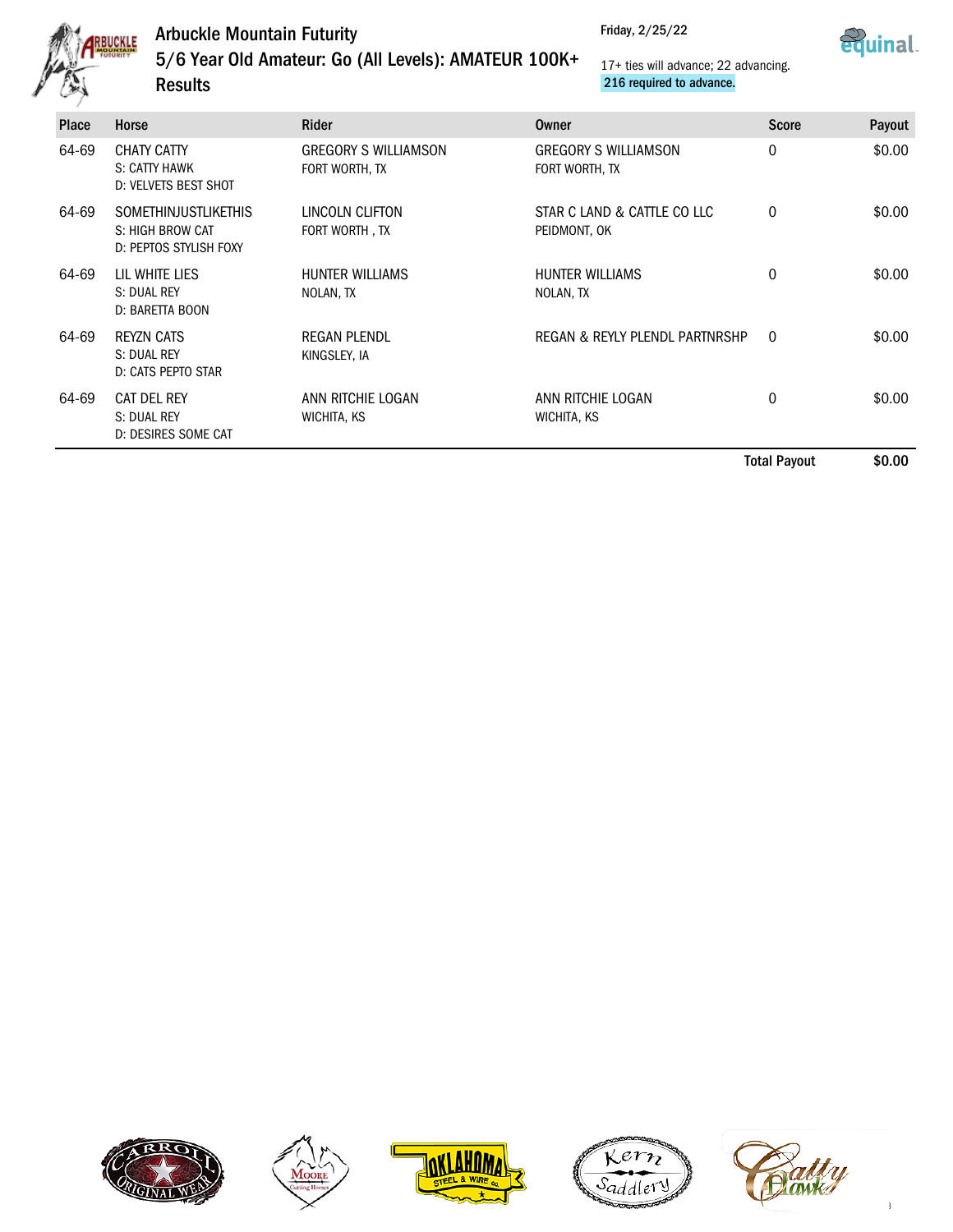# Arbuckle Mountain Futurity

## 5/6 Year Old Amateur: Go (All Levels): AMATEUR 100K+

## Results

Friday, 2/25/22

17+ ties will advance; 22 advancing.
**216 required to advance.**

| Place | Horse | Rider | Owner | Score | Payout |
|---|---|---|---|---|---|
| 64-69 | CHATY CATTY<br>S: CATTY HAWK<br>D: VELVETS BEST SHOT | GREGORY S WILLIAMSON<br>FORT WORTH, TX | GREGORY S WILLIAMSON<br>FORT WORTH, TX | 0 | $0.00 |
| 64-69 | SOMETHINJUSTLIKETHIS<br>S: HIGH BROW CAT<br>D: PEPTOS STYLISH FOXY | LINCOLN CLIFTON<br>FORT WORTH , TX | STAR C LAND & CATTLE CO LLC<br>PEIDMONT, OK | 0 | $0.00 |
| 64-69 | LIL WHITE LIES<br>S: DUAL REY<br>D: BARETTA BOON | HUNTER WILLIAMS<br>NOLAN, TX | HUNTER WILLIAMS<br>NOLAN, TX | 0 | $0.00 |
| 64-69 | REYZN CATS<br>S: DUAL REY<br>D: CATS PEPTO STAR | REGAN PLENDL<br>KINGSLEY, IA | REGAN & REYLY PLENDL PARTNRSHP | 0 | $0.00 |
| 64-69 | CAT DEL REY<br>S: DUAL REY<br>D: DESIRES SOME CAT | ANN RITCHIE LOGAN<br>WICHITA, KS | ANN RITCHIE LOGAN<br>WICHITA, KS | 0 | $0.00 |
| | | | | **Total Payout** | **$0.00** |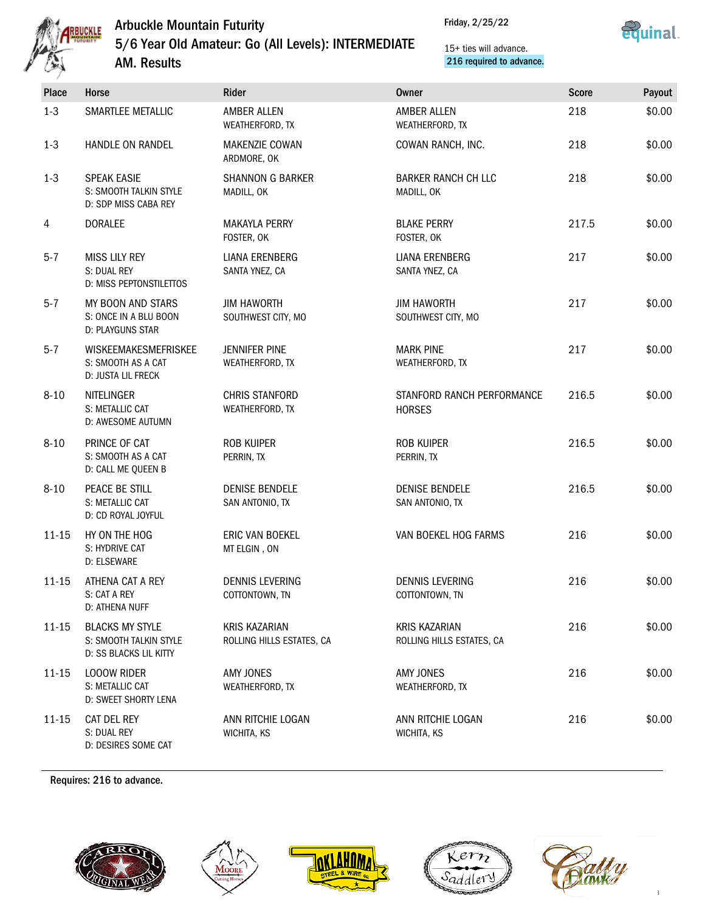# Arbuckle Mountain Futurity

## 5/6 Year Old Amateur: Go (All Levels): INTERMEDIATE AM. Results

Friday, 2/25/22

15+ ties will advance.
**216 required to advance.**

| Place | Horse | Rider | Owner | Score | Payout |
|---|---|---|---|---|---|
| 1-3 | SMARTLEE METALLIC | AMBER ALLEN<br>WEATHERFORD, TX | AMBER ALLEN<br>WEATHERFORD, TX | 218 | $0.00 |
| 1-3 | HANDLE ON RANDEL | MAKENZIE COWAN<br>ARDMORE, OK | COWAN RANCH, INC. | 218 | $0.00 |
| 1-3 | SPEAK EASIE<br>S: SMOOTH TALKIN STYLE<br>D: SDP MISS CABA REY | SHANNON G BARKER<br>MADILL, OK | BARKER RANCH CH LLC<br>MADILL, OK | 218 | $0.00 |
| 4 | DORALEE | MAKAYLA PERRY<br>FOSTER, OK | BLAKE PERRY<br>FOSTER, OK | 217.5 | $0.00 |
| 5-7 | MISS LILY REY<br>S: DUAL REY<br>D: MISS PEPTONSTILETTOS | LIANA ERENBERG<br>SANTA YNEZ, CA | LIANA ERENBERG<br>SANTA YNEZ, CA | 217 | $0.00 |
| 5-7 | MY BOON AND STARS<br>S: ONCE IN A BLU BOON<br>D: PLAYGUNS STAR | JIM HAWORTH<br>SOUTHWEST CITY, MO | JIM HAWORTH<br>SOUTHWEST CITY, MO | 217 | $0.00 |
| 5-7 | WISKEEMAKESMEFRISKEE<br>S: SMOOTH AS A CAT<br>D: JUSTA LIL FRECK | JENNIFER PINE<br>WEATHERFORD, TX | MARK PINE<br>WEATHERFORD, TX | 217 | $0.00 |
| 8-10 | NITELINGER<br>S: METALLIC CAT<br>D: AWESOME AUTUMN | CHRIS STANFORD<br>WEATHERFORD, TX | STANFORD RANCH PERFORMANCE HORSES | 216.5 | $0.00 |
| 8-10 | PRINCE OF CAT<br>S: SMOOTH AS A CAT<br>D: CALL ME QUEEN B | ROB KUIPER<br>PERRIN, TX | ROB KUIPER<br>PERRIN, TX | 216.5 | $0.00 |
| 8-10 | PEACE BE STILL<br>S: METALLIC CAT<br>D: CD ROYAL JOYFUL | DENISE BENDELE<br>SAN ANTONIO, TX | DENISE BENDELE<br>SAN ANTONIO, TX | 216.5 | $0.00 |
| 11-15 | HY ON THE HOG<br>S: HYDRIVE CAT<br>D: ELSEWARE | ERIC VAN BOEKEL<br>MT ELGIN , ON | VAN BOEKEL HOG FARMS | 216 | $0.00 |
| 11-15 | ATHENA CAT A REY<br>S: CAT A REY<br>D: ATHENA NUFF | DENNIS LEVERING<br>COTTONTOWN, TN | DENNIS LEVERING<br>COTTONTOWN, TN | 216 | $0.00 |
| 11-15 | BLACKS MY STYLE<br>S: SMOOTH TALKIN STYLE<br>D: SS BLACKS LIL KITTY | KRIS KAZARIAN<br>ROLLING HILLS ESTATES, CA | KRIS KAZARIAN<br>ROLLING HILLS ESTATES, CA | 216 | $0.00 |
| 11-15 | LOOOW RIDER<br>S: METALLIC CAT<br>D: SWEET SHORTY LENA | AMY JONES<br>WEATHERFORD, TX | AMY JONES<br>WEATHERFORD, TX | 216 | $0.00 |
| 11-15 | CAT DEL REY<br>S: DUAL REY<br>D: DESIRES SOME CAT | ANN RITCHIE LOGAN<br>WICHITA, KS | ANN RITCHIE LOGAN<br>WICHITA, KS | 216 | $0.00 |

**Requires: 216 to advance.**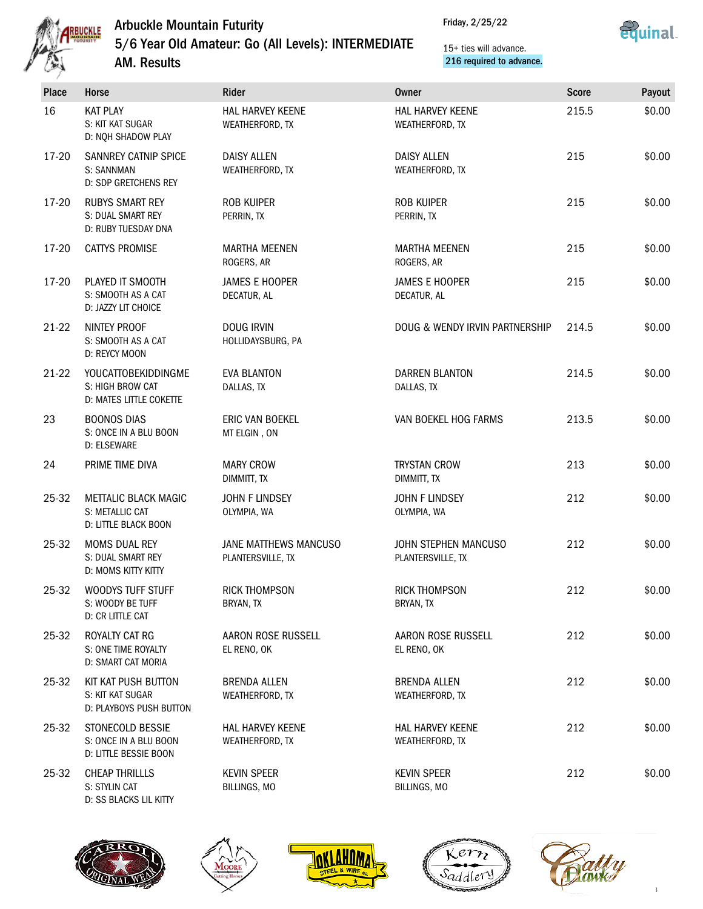# Arbuckle Mountain Futurity

## 5/6 Year Old Amateur: Go (All Levels): INTERMEDIATE AM. Results

Friday, 2/25/22

15+ ties will advance.
**216 required to advance.**

| Place | Horse | Rider | Owner | Score | Payout |
|---|---|---|---|---|---|
| 16 | KAT PLAY<br>S: KIT KAT SUGAR<br>D: NQH SHADOW PLAY | HAL HARVEY KEENE<br>WEATHERFORD, TX | HAL HARVEY KEENE<br>WEATHERFORD, TX | 215.5 | $0.00 |
| 17-20 | SANNREY CATNIP SPICE<br>S: SANNMAN<br>D: SDP GRETCHENS REY | DAISY ALLEN<br>WEATHERFORD, TX | DAISY ALLEN<br>WEATHERFORD, TX | 215 | $0.00 |
| 17-20 | RUBYS SMART REY<br>S: DUAL SMART REY<br>D: RUBY TUESDAY DNA | ROB KUIPER<br>PERRIN, TX | ROB KUIPER<br>PERRIN, TX | 215 | $0.00 |
| 17-20 | CATTYS PROMISE | MARTHA MEENEN<br>ROGERS, AR | MARTHA MEENEN<br>ROGERS, AR | 215 | $0.00 |
| 17-20 | PLAYED IT SMOOTH<br>S: SMOOTH AS A CAT<br>D: JAZZY LIT CHOICE | JAMES E HOOPER<br>DECATUR, AL | JAMES E HOOPER<br>DECATUR, AL | 215 | $0.00 |
| 21-22 | NINTEY PROOF<br>S: SMOOTH AS A CAT<br>D: REYCY MOON | DOUG IRVIN<br>HOLLIDAYSBURG, PA | DOUG & WENDY IRVIN PARTNERSHIP | 214.5 | $0.00 |
| 21-22 | YOUCATTOBEKIDDINGME<br>S: HIGH BROW CAT<br>D: MATES LITTLE COKETTE | EVA BLANTON<br>DALLAS, TX | DARREN BLANTON<br>DALLAS, TX | 214.5 | $0.00 |
| 23 | BOONOS DIAS<br>S: ONCE IN A BLU BOON<br>D: ELSEWARE | ERIC VAN BOEKEL<br>MT ELGIN , ON | VAN BOEKEL HOG FARMS | 213.5 | $0.00 |
| 24 | PRIME TIME DIVA | MARY CROW<br>DIMMITT, TX | TRYSTAN CROW<br>DIMMITT, TX | 213 | $0.00 |
| 25-32 | METTALIC BLACK MAGIC<br>S: METALLIC CAT<br>D: LITTLE BLACK BOON | JOHN F LINDSEY<br>OLYMPIA, WA | JOHN F LINDSEY<br>OLYMPIA, WA | 212 | $0.00 |
| 25-32 | MOMS DUAL REY<br>S: DUAL SMART REY<br>D: MOMS KITTY KITTY | JANE MATTHEWS MANCUSO<br>PLANTERSVILLE, TX | JOHN STEPHEN MANCUSO<br>PLANTERSVILLE, TX | 212 | $0.00 |
| 25-32 | WOODYS TUFF STUFF<br>S: WOODY BE TUFF<br>D: CR LITTLE CAT | RICK THOMPSON<br>BRYAN, TX | RICK THOMPSON<br>BRYAN, TX | 212 | $0.00 |
| 25-32 | ROYALTY CAT RG<br>S: ONE TIME ROYALTY<br>D: SMART CAT MORIA | AARON ROSE RUSSELL<br>EL RENO, OK | AARON ROSE RUSSELL<br>EL RENO, OK | 212 | $0.00 |
| 25-32 | KIT KAT PUSH BUTTON<br>S: KIT KAT SUGAR<br>D: PLAYBOYS PUSH BUTTON | BRENDA ALLEN<br>WEATHERFORD, TX | BRENDA ALLEN<br>WEATHERFORD, TX | 212 | $0.00 |
| 25-32 | STONECOLD BESSIE<br>S: ONCE IN A BLU BOON<br>D: LITTLE BESSIE BOON | HAL HARVEY KEENE<br>WEATHERFORD, TX | HAL HARVEY KEENE<br>WEATHERFORD, TX | 212 | $0.00 |
| 25-32 | CHEAP THRILLLS<br>S: STYLIN CAT<br>D: SS BLACKS LIL KITTY | KEVIN SPEER<br>BILLINGS, MO | KEVIN SPEER<br>BILLINGS, MO | 212 | $0.00 |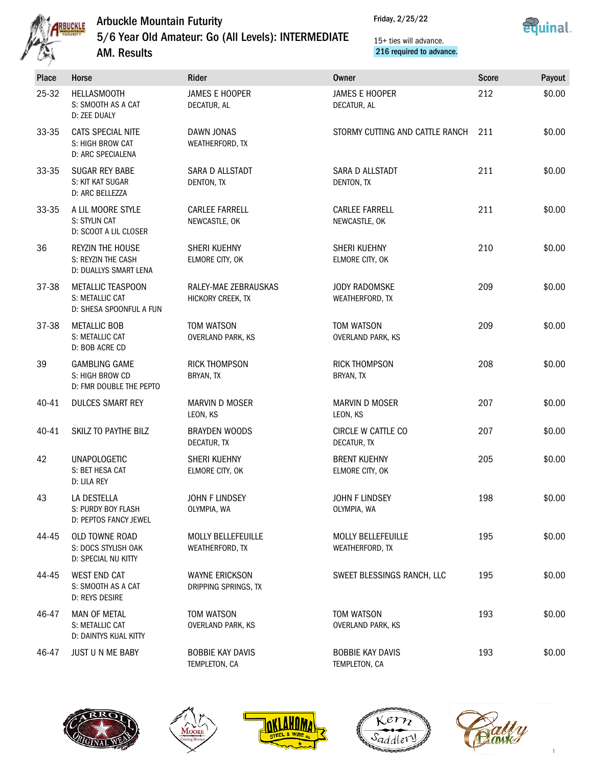# Arbuckle Mountain Futurity

## 5/6 Year Old Amateur: Go (All Levels): INTERMEDIATE AM. Results

Friday, 2/25/22

15+ ties will advance.
216 required to advance.

| Place | Horse | Rider | Owner | Score | Payout |
|---|---|---|---|---|---|
| 25-32 | HELLASMOOTH<br>S: SMOOTH AS A CAT<br>D: ZEE DUALY | JAMES E HOOPER<br>DECATUR, AL | JAMES E HOOPER<br>DECATUR, AL | 212 | $0.00 |
| 33-35 | CATS SPECIAL NITE<br>S: HIGH BROW CAT<br>D: ARC SPECIALENA | DAWN JONAS<br>WEATHERFORD, TX | STORMY CUTTING AND CATTLE RANCH | 211 | $0.00 |
| 33-35 | SUGAR REY BABE<br>S: KIT KAT SUGAR<br>D: ARC BELLEZZA | SARA D ALLSTADT<br>DENTON, TX | SARA D ALLSTADT<br>DENTON, TX | 211 | $0.00 |
| 33-35 | A LIL MOORE STYLE<br>S: STYLIN CAT<br>D: SCOOT A LIL CLOSER | CARLEE FARRELL<br>NEWCASTLE, OK | CARLEE FARRELL<br>NEWCASTLE, OK | 211 | $0.00 |
| 36 | REYZIN THE HOUSE<br>S: REYZIN THE CASH<br>D: DUALLYS SMART LENA | SHERI KUEHNY<br>ELMORE CITY, OK | SHERI KUEHNY<br>ELMORE CITY, OK | 210 | $0.00 |
| 37-38 | METALLIC TEASPOON<br>S: METALLIC CAT<br>D: SHESA SPOONFUL A FUN | RALEY-MAE ZEBRAUSKAS<br>HICKORY CREEK, TX | JODY RADOMSKE<br>WEATHERFORD, TX | 209 | $0.00 |
| 37-38 | METALLIC BOB<br>S: METALLIC CAT<br>D: BOB ACRE CD | TOM WATSON<br>OVERLAND PARK, KS | TOM WATSON<br>OVERLAND PARK, KS | 209 | $0.00 |
| 39 | GAMBLING GAME<br>S: HIGH BROW CD<br>D: FMR DOUBLE THE PEPTO | RICK THOMPSON<br>BRYAN, TX | RICK THOMPSON<br>BRYAN, TX | 208 | $0.00 |
| 40-41 | DULCES SMART REY | MARVIN D MOSER<br>LEON, KS | MARVIN D MOSER<br>LEON, KS | 207 | $0.00 |
| 40-41 | SKILZ TO PAYTHE BILZ | BRAYDEN WOODS<br>DECATUR, TX | CIRCLE W CATTLE CO<br>DECATUR, TX | 207 | $0.00 |
| 42 | UNAPOLOGETIC<br>S: BET HESA CAT<br>D: LILA REY | SHERI KUEHNY<br>ELMORE CITY, OK | BRENT KUEHNY<br>ELMORE CITY, OK | 205 | $0.00 |
| 43 | LA DESTELLA<br>S: PURDY BOY FLASH<br>D: PEPTOS FANCY JEWEL | JOHN F LINDSEY<br>OLYMPIA, WA | JOHN F LINDSEY<br>OLYMPIA, WA | 198 | $0.00 |
| 44-45 | OLD TOWNE ROAD<br>S: DOCS STYLISH OAK<br>D: SPECIAL NU KITTY | MOLLY BELLEFEUILLE<br>WEATHERFORD, TX | MOLLY BELLEFEUILLE<br>WEATHERFORD, TX | 195 | $0.00 |
| 44-45 | WEST END CAT<br>S: SMOOTH AS A CAT<br>D: REYS DESIRE | WAYNE ERICKSON<br>DRIPPING SPRINGS, TX | SWEET BLESSINGS RANCH, LLC | 195 | $0.00 |
| 46-47 | MAN OF METAL<br>S: METALLIC CAT<br>D: DAINTYS KUAL KITTY | TOM WATSON<br>OVERLAND PARK, KS | TOM WATSON<br>OVERLAND PARK, KS | 193 | $0.00 |
| 46-47 | JUST U N ME BABY | BOBBIE KAY DAVIS<br>TEMPLETON, CA | BOBBIE KAY DAVIS<br>TEMPLETON, CA | 193 | $0.00 |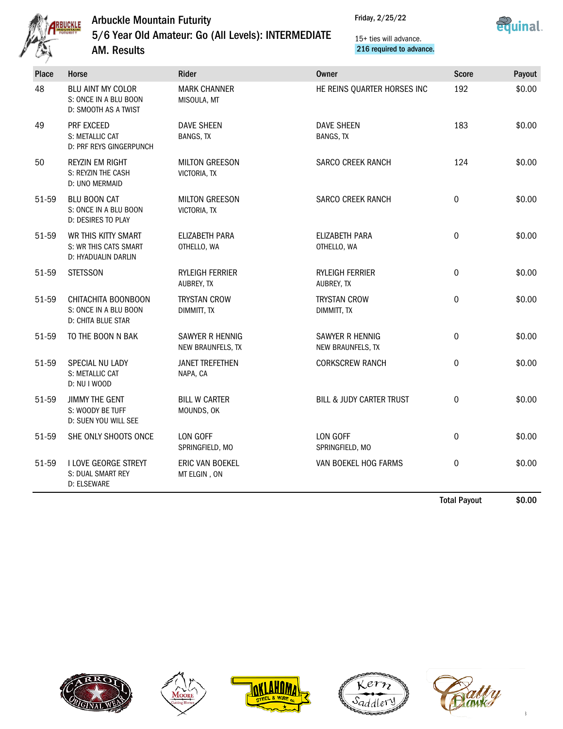# Arbuckle Mountain Futurity

## 5/6 Year Old Amateur: Go (All Levels): INTERMEDIATE AM. Results

Friday, 2/25/22

15+ ties will advance.
216 required to advance.

| Place | Horse | Rider | Owner | Score | Payout |
|---|---|---|---|---|---|
| 48 | BLU AINT MY COLOR<br>S: ONCE IN A BLU BOON<br>D: SMOOTH AS A TWIST | MARK CHANNER<br>MISOULA, MT | HE REINS QUARTER HORSES INC | 192 | $0.00 |
| 49 | PRF EXCEED<br>S: METALLIC CAT<br>D: PRF REYS GINGERPUNCH | DAVE SHEEN<br>BANGS, TX | DAVE SHEEN<br>BANGS, TX | 183 | $0.00 |
| 50 | REYZIN EM RIGHT<br>S: REYZIN THE CASH<br>D: UNO MERMAID | MILTON GREESON<br>VICTORIA, TX | SARCO CREEK RANCH | 124 | $0.00 |
| 51-59 | BLU BOON CAT<br>S: ONCE IN A BLU BOON<br>D: DESIRES TO PLAY | MILTON GREESON<br>VICTORIA, TX | SARCO CREEK RANCH | 0 | $0.00 |
| 51-59 | WR THIS KITTY SMART<br>S: WR THIS CATS SMART<br>D: HYADUALIN DARLIN | ELIZABETH PARA<br>OTHELLO, WA | ELIZABETH PARA<br>OTHELLO, WA | 0 | $0.00 |
| 51-59 | STETSSON | RYLEIGH FERRIER<br>AUBREY, TX | RYLEIGH FERRIER<br>AUBREY, TX | 0 | $0.00 |
| 51-59 | CHITACHITA BOONBOON<br>S: ONCE IN A BLU BOON<br>D: CHITA BLUE STAR | TRYSTAN CROW<br>DIMMITT, TX | TRYSTAN CROW<br>DIMMITT, TX | 0 | $0.00 |
| 51-59 | TO THE BOON N BAK | SAWYER R HENNIG<br>NEW BRAUNFELS, TX | SAWYER R HENNIG<br>NEW BRAUNFELS, TX | 0 | $0.00 |
| 51-59 | SPECIAL NU LADY<br>S: METALLIC CAT<br>D: NU I WOOD | JANET TREFETHEN<br>NAPA, CA | CORKSCREW RANCH | 0 | $0.00 |
| 51-59 | JIMMY THE GENT<br>S: WOODY BE TUFF<br>D: SUEN YOU WILL SEE | BILL W CARTER<br>MOUNDS, OK | BILL & JUDY CARTER TRUST | 0 | $0.00 |
| 51-59 | SHE ONLY SHOOTS ONCE | LON GOFF<br>SPRINGFIELD, MO | LON GOFF<br>SPRINGFIELD, MO | 0 | $0.00 |
| 51-59 | I LOVE GEORGE STREYT<br>S: DUAL SMART REY<br>D: ELSEWARE | ERIC VAN BOEKEL<br>MT ELGIN , ON | VAN BOEKEL HOG FARMS | 0 | $0.00 |

**Total Payout** **$0.00**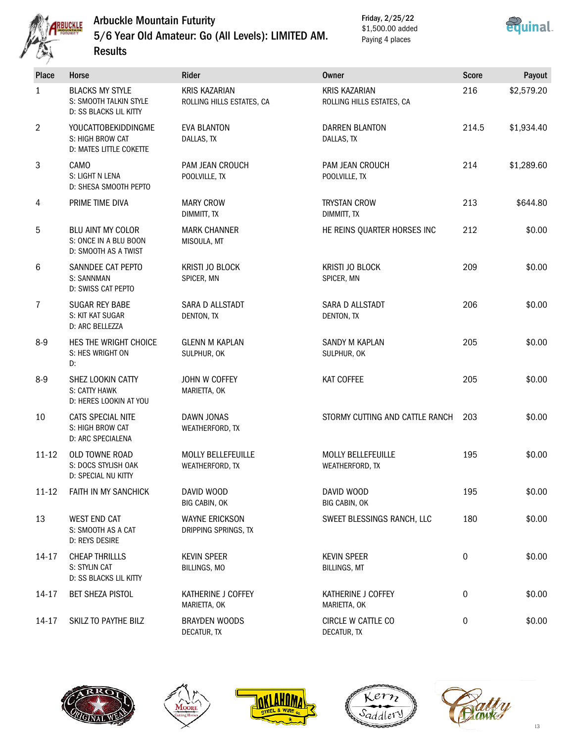# Arbuckle Mountain Futurity

## 5/6 Year Old Amateur: Go (All Levels): LIMITED AM. Results

Friday, 2/25/22
$1,500.00 added
Paying 4 places

| Place | Horse | Rider | Owner | Score | Payout |
|---|---|---|---|---|---|
| 1 | BLACKS MY STYLE<br>S: SMOOTH TALKIN STYLE<br>D: SS BLACKS LIL KITTY | KRIS KAZARIAN<br>ROLLING HILLS ESTATES, CA | KRIS KAZARIAN<br>ROLLING HILLS ESTATES, CA | 216 | $2,579.20 |
| 2 | YOUCATTOBEKIDDINGME<br>S: HIGH BROW CAT<br>D: MATES LITTLE COKETTE | EVA BLANTON<br>DALLAS, TX | DARREN BLANTON<br>DALLAS, TX | 214.5 | $1,934.40 |
| 3 | CAMO<br>S: LIGHT N LENA<br>D: SHESA SMOOTH PEPTO | PAM JEAN CROUCH<br>POOLVILLE, TX | PAM JEAN CROUCH<br>POOLVILLE, TX | 214 | $1,289.60 |
| 4 | PRIME TIME DIVA | MARY CROW<br>DIMMITT, TX | TRYSTAN CROW<br>DIMMITT, TX | 213 | $644.80 |
| 5 | BLU AINT MY COLOR<br>S: ONCE IN A BLU BOON<br>D: SMOOTH AS A TWIST | MARK CHANNER<br>MISOULA, MT | HE REINS QUARTER HORSES INC | 212 | $0.00 |
| 6 | SANNDEE CAT PEPTO<br>S: SANNMAN<br>D: SWISS CAT PEPTO | KRISTI JO BLOCK<br>SPICER, MN | KRISTI JO BLOCK<br>SPICER, MN | 209 | $0.00 |
| 7 | SUGAR REY BABE<br>S: KIT KAT SUGAR<br>D: ARC BELLEZZA | SARA D ALLSTADT<br>DENTON, TX | SARA D ALLSTADT<br>DENTON, TX | 206 | $0.00 |
| 8-9 | HES THE WRIGHT CHOICE<br>S: HES WRIGHT ON<br>D: | GLENN M KAPLAN<br>SULPHUR, OK | SANDY M KAPLAN<br>SULPHUR, OK | 205 | $0.00 |
| 8-9 | SHEZ LOOKIN CATTY<br>S: CATTY HAWK<br>D: HERES LOOKIN AT YOU | JOHN W COFFEY<br>MARIETTA, OK | KAT COFFEE | 205 | $0.00 |
| 10 | CATS SPECIAL NITE<br>S: HIGH BROW CAT<br>D: ARC SPECIALENA | DAWN JONAS<br>WEATHERFORD, TX | STORMY CUTTING AND CATTLE RANCH | 203 | $0.00 |
| 11-12 | OLD TOWNE ROAD<br>S: DOCS STYLISH OAK<br>D: SPECIAL NU KITTY | MOLLY BELLEFEUILLE<br>WEATHERFORD, TX | MOLLY BELLEFEUILLE<br>WEATHERFORD, TX | 195 | $0.00 |
| 11-12 | FAITH IN MY SANCHICK | DAVID WOOD<br>BIG CABIN, OK | DAVID WOOD<br>BIG CABIN, OK | 195 | $0.00 |
| 13 | WEST END CAT<br>S: SMOOTH AS A CAT<br>D: REYS DESIRE | WAYNE ERICKSON<br>DRIPPING SPRINGS, TX | SWEET BLESSINGS RANCH, LLC | 180 | $0.00 |
| 14-17 | CHEAP THRILLLS<br>S: STYLIN CAT<br>D: SS BLACKS LIL KITTY | KEVIN SPEER<br>BILLINGS, MO | KEVIN SPEER<br>BILLINGS, MT | 0 | $0.00 |
| 14-17 | BET SHEZA PISTOL | KATHERINE J COFFEY<br>MARIETTA, OK | KATHERINE J COFFEY<br>MARIETTA, OK | 0 | $0.00 |
| 14-17 | SKILZ TO PAYTHE BILZ | BRAYDEN WOODS<br>DECATUR, TX | CIRCLE W CATTLE CO<br>DECATUR, TX | 0 | $0.00 |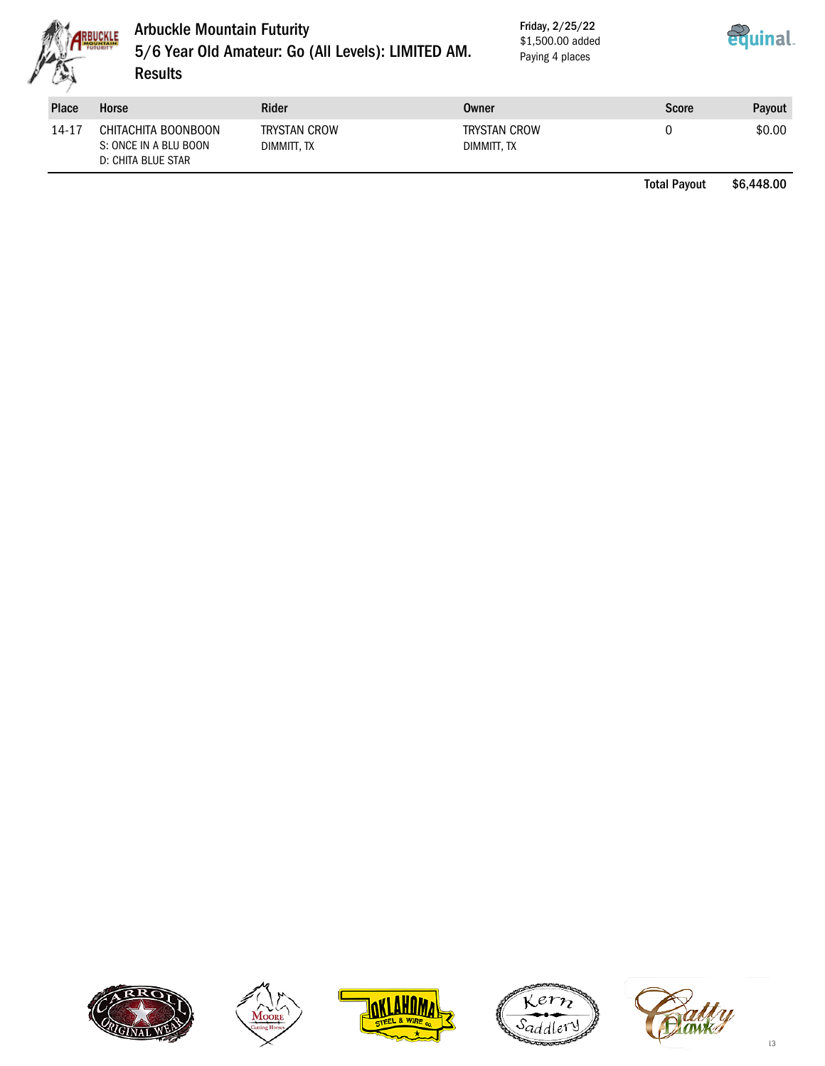# Arbuckle Mountain Futurity

## 5/6 Year Old Amateur: Go (All Levels): LIMITED AM.

## Results

Friday, 2/25/22
$1,500.00 added
Paying 4 places

| Place | Horse | Rider | Owner | Score | Payout |
|---|---|---|---|---|---|
| 14-17 | CHITACHITA BOONBOON<br>S: ONCE IN A BLU BOON<br>D: CHITA BLUE STAR | TRYSTAN CROW<br>DIMMITT, TX | TRYSTAN CROW<br>DIMMITT, TX | 0 | $0.00 |
| | | | | Total Payout | $6,448.00 |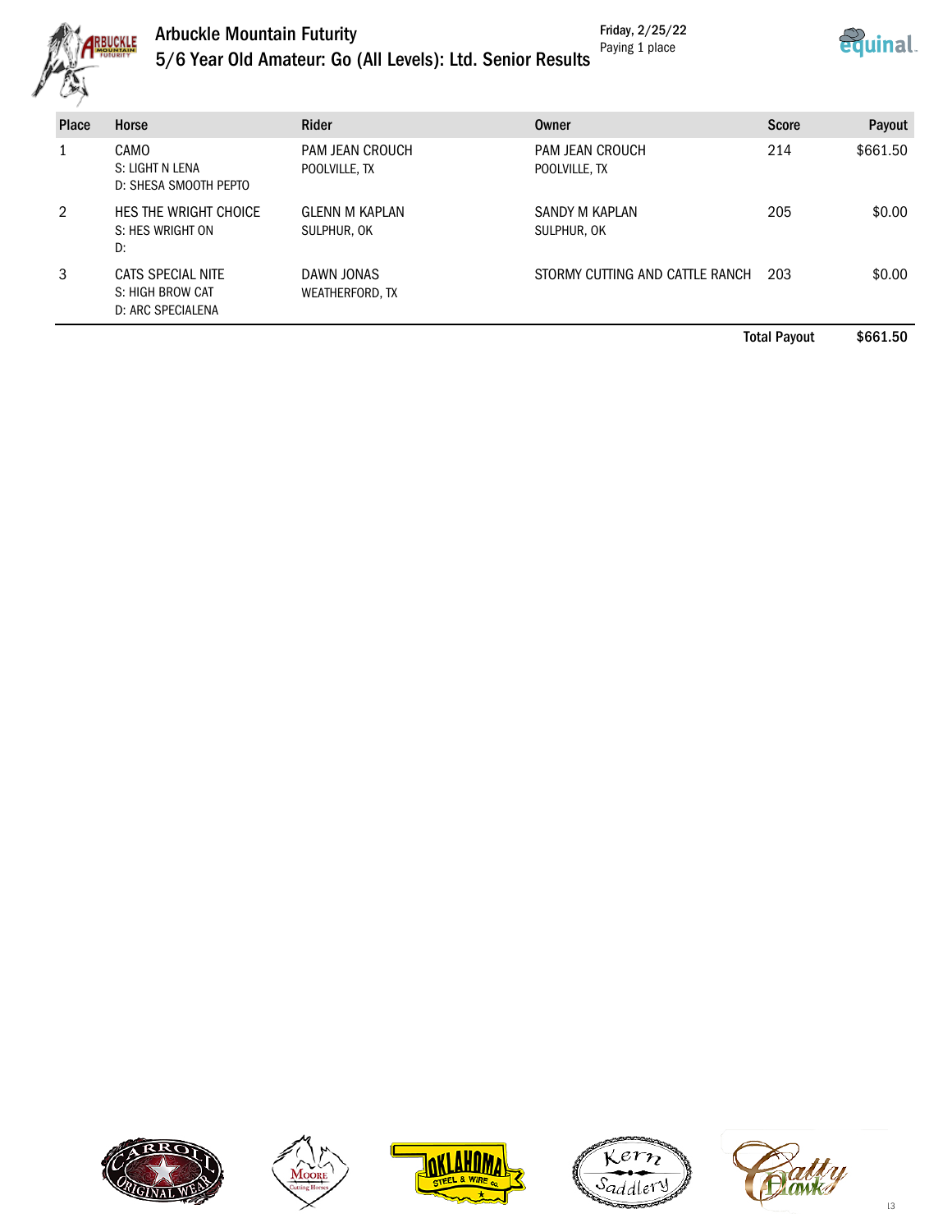# Arbuckle Mountain Futurity

## 5/6 Year Old Amateur: Go (All Levels): Ltd. Senior Results

Friday, 2/25/22
Paying 1 place

| Place | Horse | Rider | Owner | Score | Payout |
|---|---|---|---|---|---|
| 1 | CAMO<br>S: LIGHT N LENA<br>D: SHESA SMOOTH PEPTO | PAM JEAN CROUCH<br>POOLVILLE, TX | PAM JEAN CROUCH<br>POOLVILLE, TX | 214 | $661.50 |
| 2 | HES THE WRIGHT CHOICE<br>S: HES WRIGHT ON<br>D: | GLENN M KAPLAN<br>SULPHUR, OK | SANDY M KAPLAN<br>SULPHUR, OK | 205 | $0.00 |
| 3 | CATS SPECIAL NITE<br>S: HIGH BROW CAT<br>D: ARC SPECIALENA | DAWN JONAS<br>WEATHERFORD, TX | STORMY CUTTING AND CATTLE RANCH | 203 | $0.00 |
| | | | | **Total Payout** | **$661.50** |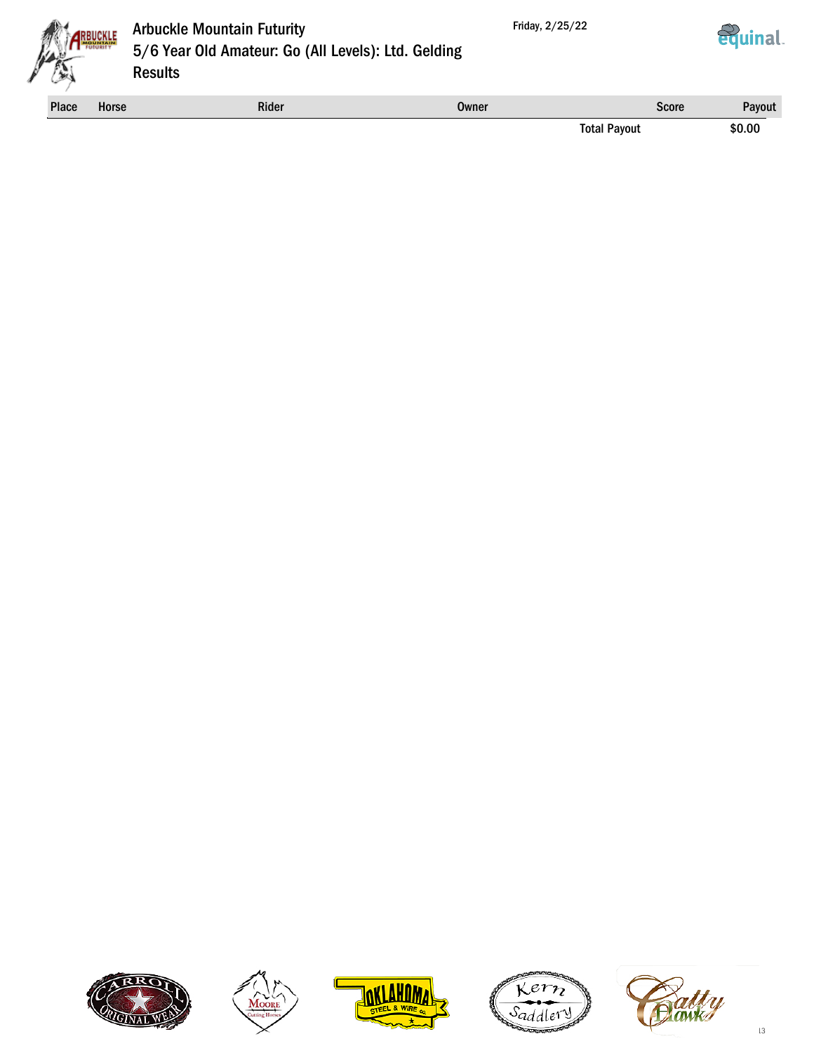# Arbuckle Mountain Futurity

## 5/6 Year Old Amateur: Go (All Levels): Ltd. Gelding

### Results

Friday, 2/25/22

| Place | Horse | Rider | Owner | Score | Payout |
|---|---|---|---|---|---|
| | | | | Total Payout | $0.00 |